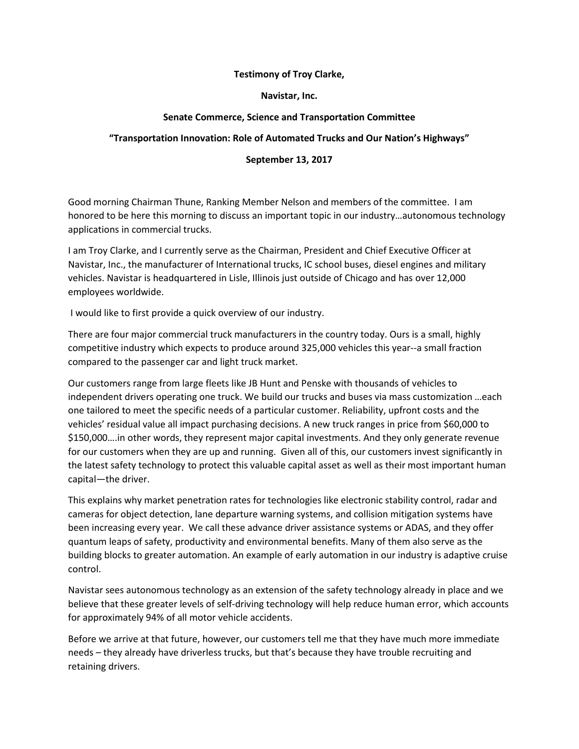**Testimony of Troy Clarke,**

**Navistar, Inc.**

**Senate Commerce, Science and Transportation Committee**

**"Transportation Innovation: Role of Automated Trucks and Our Nation's Highways"**

**September 13, 2017**

Good morning Chairman Thune, Ranking Member Nelson and members of the committee. I am honored to be here this morning to discuss an important topic in our industry…autonomous technology applications in commercial trucks.

I am Troy Clarke, and I currently serve as the Chairman, President and Chief Executive Officer at Navistar, Inc., the manufacturer of International trucks, IC school buses, diesel engines and military vehicles. Navistar is headquartered in Lisle, Illinois just outside of Chicago and has over 12,000 employees worldwide.

I would like to first provide a quick overview of our industry.

There are four major commercial truck manufacturers in the country today. Ours is a small, highly competitive industry which expects to produce around 325,000 vehicles this year--a small fraction compared to the passenger car and light truck market.

Our customers range from large fleets like JB Hunt and Penske with thousands of vehicles to independent drivers operating one truck. We build our trucks and buses via mass customization …each one tailored to meet the specific needs of a particular customer. Reliability, upfront costs and the vehicles' residual value all impact purchasing decisions. A new truck ranges in price from $60,000 to $150,000….in other words, they represent major capital investments. And they only generate revenue for our customers when they are up and running. Given all of this, our customers invest significantly in the latest safety technology to protect this valuable capital asset as well as their most important human capital—the driver.

This explains why market penetration rates for technologies like electronic stability control, radar and cameras for object detection, lane departure warning systems, and collision mitigation systems have been increasing every year. We call these advance driver assistance systems or ADAS, and they offer quantum leaps of safety, productivity and environmental benefits. Many of them also serve as the building blocks to greater automation. An example of early automation in our industry is adaptive cruise control.

Navistar sees autonomous technology as an extension of the safety technology already in place and we believe that these greater levels of self-driving technology will help reduce human error, which accounts for approximately 94% of all motor vehicle accidents.

Before we arrive at that future, however, our customers tell me that they have much more immediate needs – they already have driverless trucks, but that's because they have trouble recruiting and retaining drivers.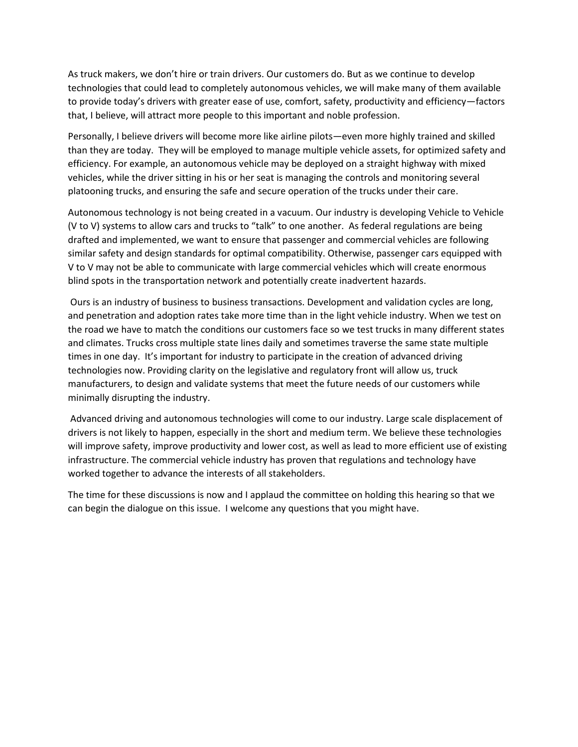As truck makers, we don't hire or train drivers. Our customers do. But as we continue to develop technologies that could lead to completely autonomous vehicles, we will make many of them available to provide today's drivers with greater ease of use, comfort, safety, productivity and efficiency—factors that, I believe, will attract more people to this important and noble profession.

Personally, I believe drivers will become more like airline pilots—even more highly trained and skilled than they are today. They will be employed to manage multiple vehicle assets, for optimized safety and efficiency. For example, an autonomous vehicle may be deployed on a straight highway with mixed vehicles, while the driver sitting in his or her seat is managing the controls and monitoring several platooning trucks, and ensuring the safe and secure operation of the trucks under their care.

Autonomous technology is not being created in a vacuum. Our industry is developing Vehicle to Vehicle (V to V) systems to allow cars and trucks to "talk" to one another. As federal regulations are being drafted and implemented, we want to ensure that passenger and commercial vehicles are following similar safety and design standards for optimal compatibility. Otherwise, passenger cars equipped with V to V may not be able to communicate with large commercial vehicles which will create enormous blind spots in the transportation network and potentially create inadvertent hazards.

Ours is an industry of business to business transactions. Development and validation cycles are long, and penetration and adoption rates take more time than in the light vehicle industry. When we test on the road we have to match the conditions our customers face so we test trucks in many different states and climates. Trucks cross multiple state lines daily and sometimes traverse the same state multiple times in one day. It's important for industry to participate in the creation of advanced driving technologies now. Providing clarity on the legislative and regulatory front will allow us, truck manufacturers, to design and validate systems that meet the future needs of our customers while minimally disrupting the industry.

Advanced driving and autonomous technologies will come to our industry. Large scale displacement of drivers is not likely to happen, especially in the short and medium term. We believe these technologies will improve safety, improve productivity and lower cost, as well as lead to more efficient use of existing infrastructure. The commercial vehicle industry has proven that regulations and technology have worked together to advance the interests of all stakeholders.

The time for these discussions is now and I applaud the committee on holding this hearing so that we can begin the dialogue on this issue. I welcome any questions that you might have.